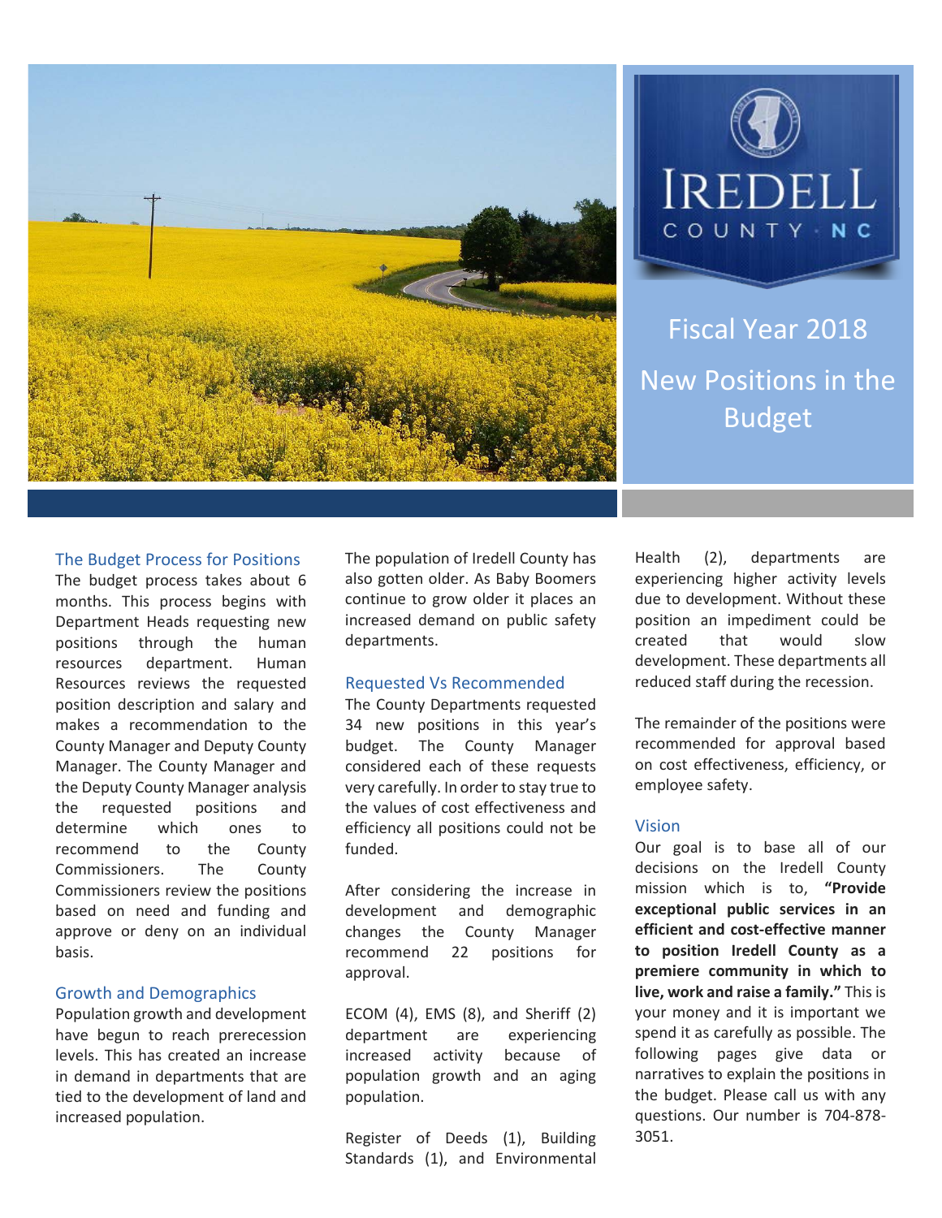IREDELL COUNTY · NC

# Fiscal Year 2018 New Positions in the Budget

## The Budget Process for Positions

The budget process takes about 6 months. This process begins with Department Heads requesting new positions through the human resources department. Human Resources reviews the requested position description and salary and makes a recommendation to the County Manager and Deputy County Manager. The County Manager and the Deputy County Manager analysis the requested positions and determine which ones to recommend to the County Commissioners. The County Commissioners review the positions based on need and funding and approve or deny on an individual basis.

## Growth and Demographics

Population growth and development have begun to reach prerecession levels. This has created an increase in demand in departments that are tied to the development of land and increased population.

The population of Iredell County has also gotten older. As Baby Boomers continue to grow older it places an increased demand on public safety departments.

## Requested Vs Recommended

The County Departments requested 34 new positions in this year's budget. The County Manager considered each of these requests very carefully. In order to stay true to the values of cost effectiveness and efficiency all positions could not be funded.

After considering the increase in development and demographic changes the County Manager recommend 22 positions for approval.

ECOM (4), EMS (8), and Sheriff (2) department are experiencing increased activity because of population growth and an aging population.

Register of Deeds (1), Building Standards (1), and Environmental Health (2), departments are experiencing higher activity levels due to development. Without these position an impediment could be created that would slow development. These departments all reduced staff during the recession.

The remainder of the positions were recommended for approval based on cost effectiveness, efficiency, or employee safety.

## Vision

Our goal is to base all of our decisions on the Iredell County mission which is to, **"Provide exceptional public services in an efficient and cost-effective manner to position Iredell County as a premiere community in which to live, work and raise a family."** This is your money and it is important we spend it as carefully as possible. The following pages give data or narratives to explain the positions in the budget. Please call us with any questions. Our number is 704-878-3051.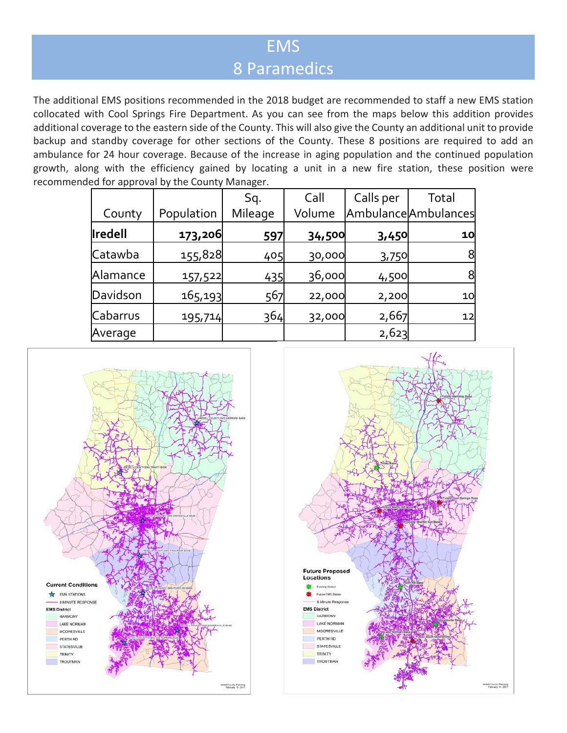# EMS

## 8 Paramedics

The additional EMS positions recommended in the 2018 budget are recommended to staff a new EMS station collocated with Cool Springs Fire Department. As you can see from the maps below this addition provides additional coverage to the eastern side of the County. This will also give the County an additional unit to provide backup and standby coverage for other sections of the County. These 8 positions are required to add an ambulance for 24 hour coverage. Because of the increase in aging population and the continued population growth, along with the efficiency gained by locating a unit in a new fire station, these position were recommended for approval by the County Manager.

| County | Population | Sq. Mileage | Call Volume | Calls per Ambulance | Total Ambulances |
|---|---|---|---|---|---|
| **Iredell** | **173,206** | **597** | **34,500** | **3,450** | **10** |
| Catawba | 155,828 | 405 | 30,000 | 3,750 | 8 |
| Alamance | 157,522 | 435 | 36,000 | 4,500 | 8 |
| Davidson | 165,193 | 567 | 22,000 | 2,200 | 10 |
| Cabarrus | 195,714 | 364 | 32,000 | 2,667 | 12 |
| Average | | | | 2,623 | |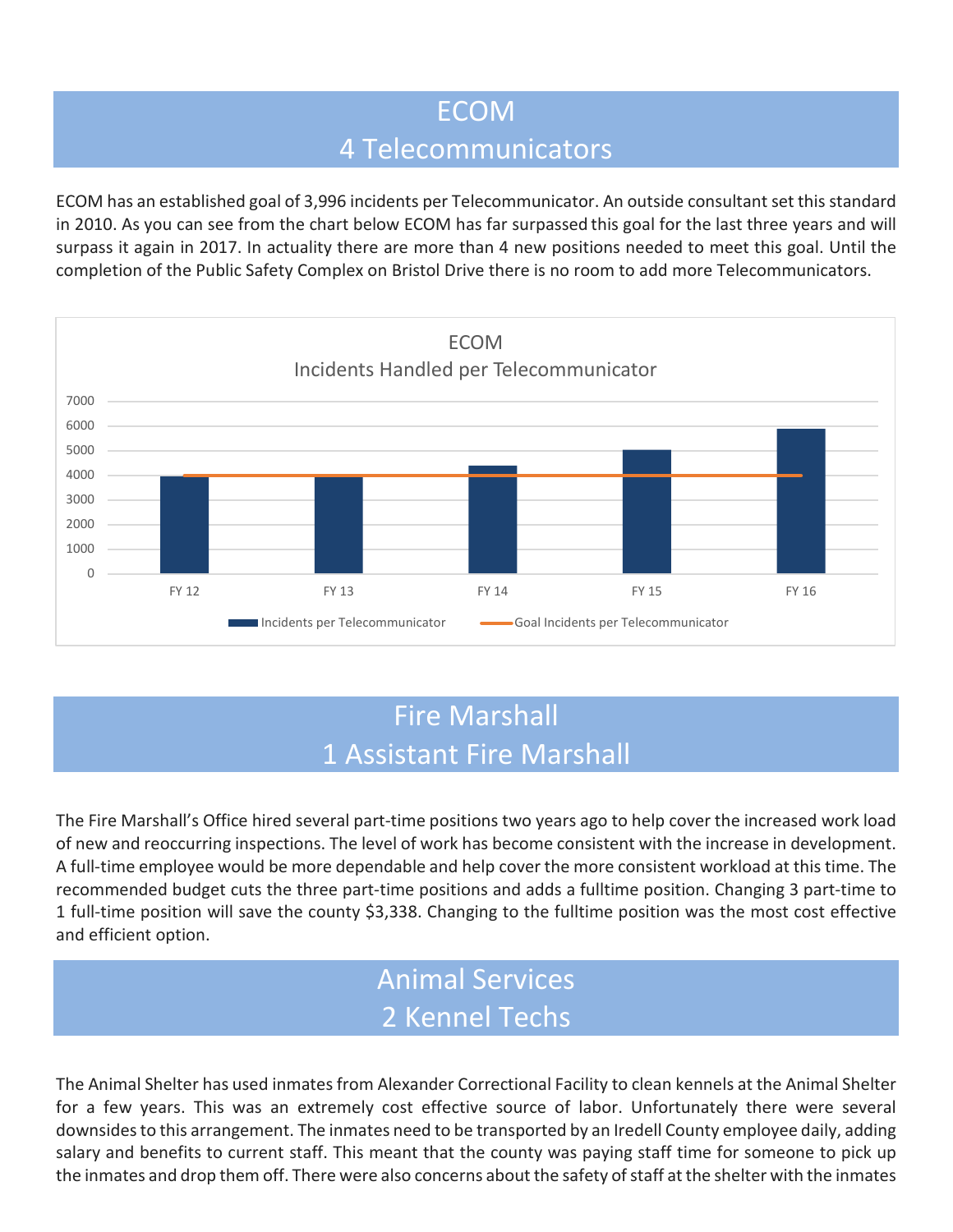# ECOM
## 4 Telecommunicators

ECOM has an established goal of 3,996 incidents per Telecommunicator. An outside consultant set this standard in 2010. As you can see from the chart below ECOM has far surpassed this goal for the last three years and will surpass it again in 2017. In actuality there are more than 4 new positions needed to meet this goal. Until the completion of the Public Safety Complex on Bristol Drive there is no room to add more Telecommunicators.

ECOM
Incidents Handled per Telecommunicator

| | FY 12 | FY 13 | FY 14 | FY 15 | FY 16 |
|---|---|---|---|---|---|
| Incidents per Telecommunicator | ~3950 | ~3950 | ~4400 | ~5050 | ~5900 |
| Goal Incidents per Telecommunicator | 3996 | 3996 | 3996 | 3996 | 3996 |

# Fire Marshall
## 1 Assistant Fire Marshall

The Fire Marshall's Office hired several part-time positions two years ago to help cover the increased work load of new and reoccurring inspections. The level of work has become consistent with the increase in development. A full-time employee would be more dependable and help cover the more consistent workload at this time. The recommended budget cuts the three part-time positions and adds a fulltime position. Changing 3 part-time to 1 full-time position will save the county $3,338. Changing to the fulltime position was the most cost effective and efficient option.

# Animal Services
## 2 Kennel Techs

The Animal Shelter has used inmates from Alexander Correctional Facility to clean kennels at the Animal Shelter for a few years. This was an extremely cost effective source of labor. Unfortunately there were several downsides to this arrangement. The inmates need to be transported by an Iredell County employee daily, adding salary and benefits to current staff. This meant that the county was paying staff time for someone to pick up the inmates and drop them off. There were also concerns about the safety of staff at the shelter with the inmates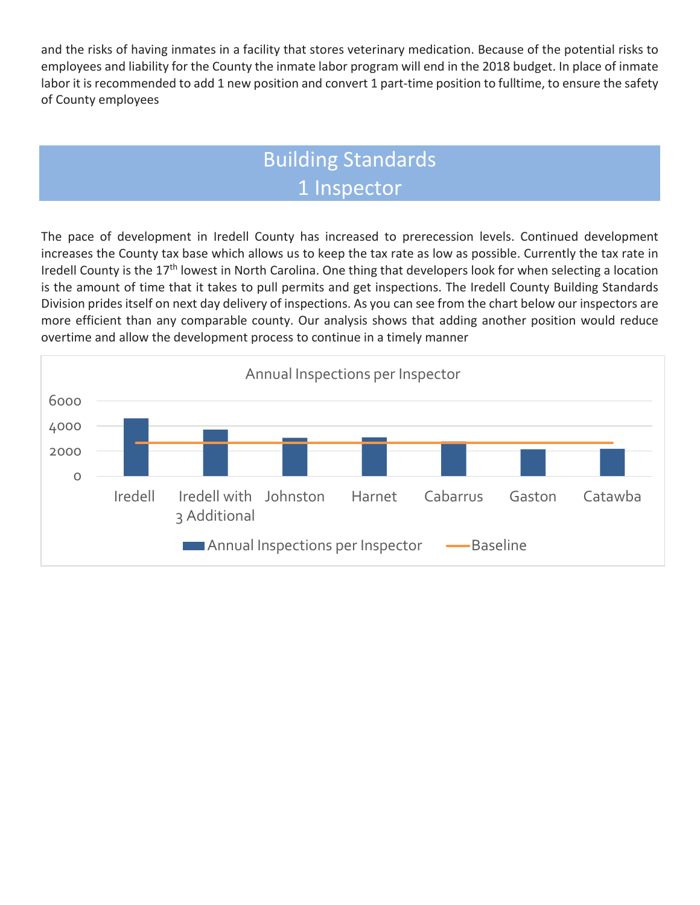and the risks of having inmates in a facility that stores veterinary medication. Because of the potential risks to employees and liability for the County the inmate labor program will end in the 2018 budget. In place of inmate labor it is recommended to add 1 new position and convert 1 part-time position to fulltime, to ensure the safety of County employees

## Building Standards
## 1 Inspector

The pace of development in Iredell County has increased to prerecession levels. Continued development increases the County tax base which allows us to keep the tax rate as low as possible. Currently the tax rate in Iredell County is the 17th lowest in North Carolina. One thing that developers look for when selecting a location is the amount of time that it takes to pull permits and get inspections. The Iredell County Building Standards Division prides itself on next day delivery of inspections. As you can see from the chart below our inspectors are more efficient than any comparable county. Our analysis shows that adding another position would reduce overtime and allow the development process to continue in a timely manner

Annual Inspections per Inspector

6000
4000
2000
0

Iredell | Iredell with 3 Additional | Johnston | Harnet | Cabarrus | Gaston | Catawba

Annual Inspections per Inspector — Baseline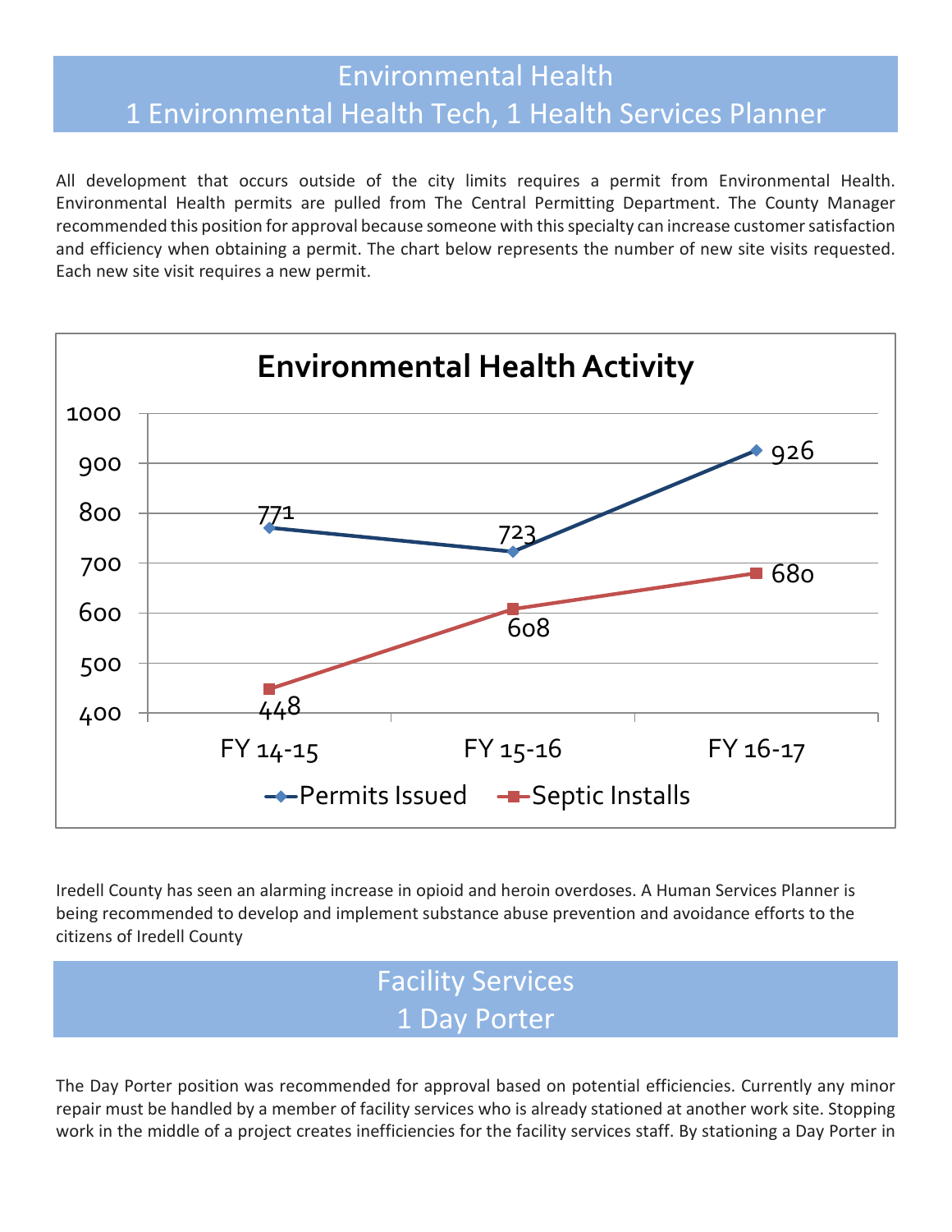## Environmental Health
## 1 Environmental Health Tech, 1 Health Services Planner

All development that occurs outside of the city limits requires a permit from Environmental Health. Environmental Health permits are pulled from The Central Permitting Department. The County Manager recommended this position for approval because someone with this specialty can increase customer satisfaction and efficiency when obtaining a permit. The chart below represents the number of new site visits requested. Each new site visit requires a new permit.

**Environmental Health Activity**

| | FY 14-15 | FY 15-16 | FY 16-17 |
|---|---|---|---|
| Permits Issued | 771 | 723 | 926 |
| Septic Installs | 448 | 608 | 680 |

Iredell County has seen an alarming increase in opioid and heroin overdoses. A Human Services Planner is being recommended to develop and implement substance abuse prevention and avoidance efforts to the citizens of Iredell County

## Facility Services
## 1 Day Porter

The Day Porter position was recommended for approval based on potential efficiencies. Currently any minor repair must be handled by a member of facility services who is already stationed at another work site. Stopping work in the middle of a project creates inefficiencies for the facility services staff. By stationing a Day Porter in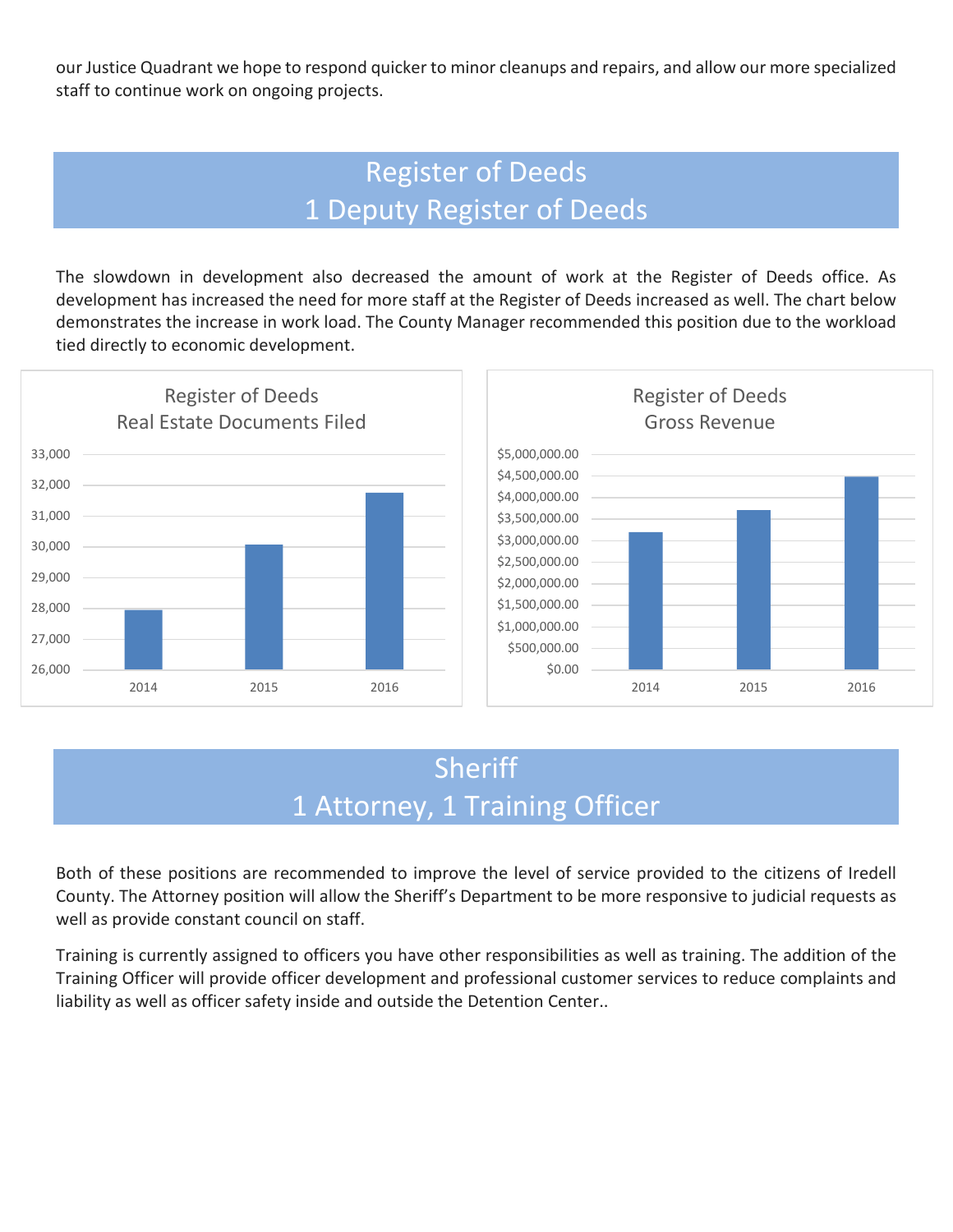our Justice Quadrant we hope to respond quicker to minor cleanups and repairs, and allow our more specialized staff to continue work on ongoing projects.

## Register of Deeds
## 1 Deputy Register of Deeds

The slowdown in development also decreased the amount of work at the Register of Deeds office. As development has increased the need for more staff at the Register of Deeds increased as well. The chart below demonstrates the increase in work load. The County Manager recommended this position due to the workload tied directly to economic development.

Register of Deeds
Real Estate Documents Filed

33,000
32,000
31,000
30,000
29,000
28,000
27,000
26,000

2014
2015
2016

Register of Deeds
Gross Revenue

$5,000,000.00
$4,500,000.00
$4,000,000.00
$3,500,000.00
$3,000,000.00
$2,500,000.00
$2,000,000.00
$1,500,000.00
$1,000,000.00
$500,000.00
$0.00

2014
2015
2016

## Sheriff
## 1 Attorney, 1 Training Officer

Both of these positions are recommended to improve the level of service provided to the citizens of Iredell County. The Attorney position will allow the Sheriff's Department to be more responsive to judicial requests as well as provide constant council on staff.

Training is currently assigned to officers you have other responsibilities as well as training. The addition of the Training Officer will provide officer development and professional customer services to reduce complaints and liability as well as officer safety inside and outside the Detention Center..